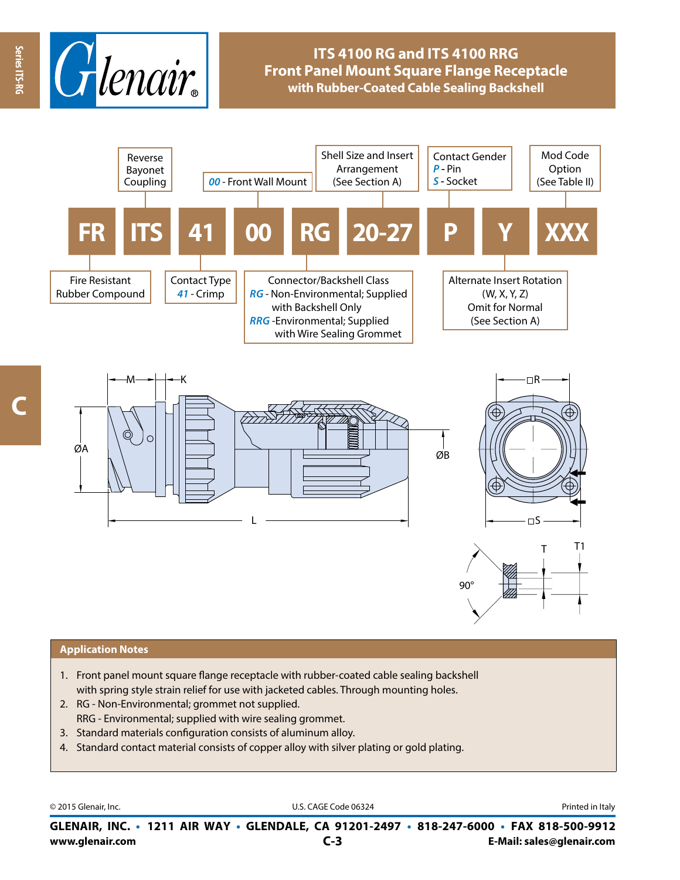# ITS 4100 RG and ITS 4100 RRG
## Front Panel Mount Square Flange Receptacle
### with Rubber-Coated Cable Sealing Backshell

| FR | ITS | 41 | 00 | RG | 20-27 | P | Y | XXX |
|---|---|---|---|---|---|---|---|---|
| Fire Resistant Rubber Compound | Reverse Bayonet Coupling | Contact Type *41* - Crimp | *00* - Front Wall Mount | Connector/Backshell Class *RG* - Non-Environmental; Supplied with Backshell Only *RRG* -Environmental; Supplied with Wire Sealing Grommet | Shell Size and Insert Arrangement (See Section A) | Contact Gender *P* - Pin *S* - Socket | Alternate Insert Rotation (W, X, Y, Z) Omit for Normal (See Section A) | Mod Code Option (See Table II) |

M K ØA L ØB □R □S T T1 90°

## Application Notes

1. Front panel mount square flange receptacle with rubber-coated cable sealing backshell with spring style strain relief for use with jacketed cables. Through mounting holes.
2. RG - Non-Environmental; grommet not supplied.
   RRG - Environmental; supplied with wire sealing grommet.
3. Standard materials configuration consists of aluminum alloy.
4. Standard contact material consists of copper alloy with silver plating or gold plating.

© 2015 Glenair, Inc. U.S. CAGE Code 06324 Printed in Italy

**GLENAIR, INC. • 1211 AIR WAY • GLENDALE, CA 91201-2497 • 818-247-6000 • FAX 818-500-9912**
**www.glenair.com** **E-Mail: sales@glenair.com**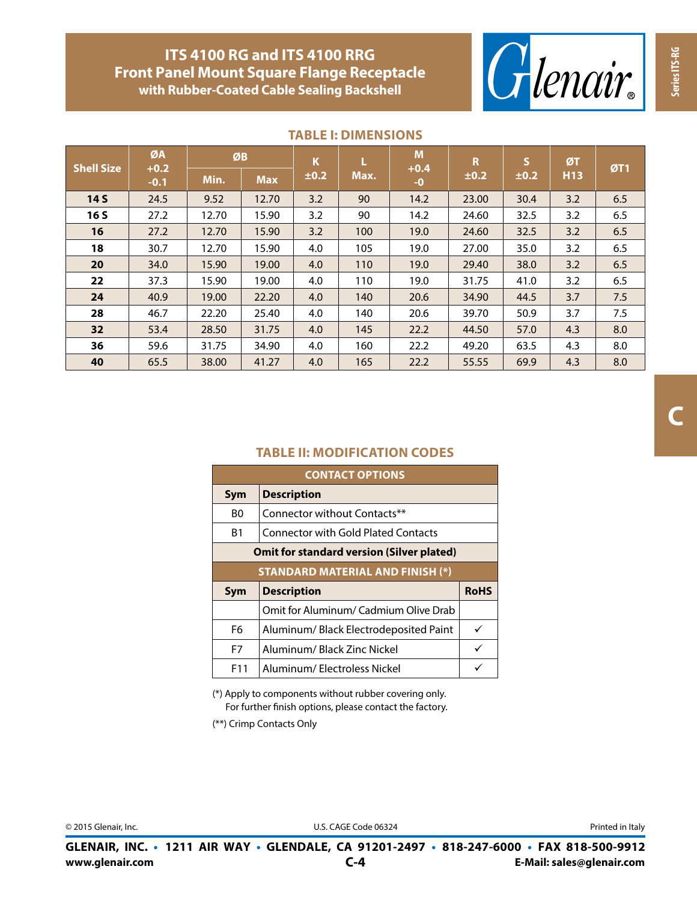# ITS 4100 RG and ITS 4100 RRG Front Panel Mount Square Flange Receptacle with Rubber-Coated Cable Sealing Backshell

## TABLE I: DIMENSIONS

| Shell Size | ØA +0.2 -0.1 | ØB | | K ±0.2 | L Max. | M +0.4 -0 | R ±0.2 | S ±0.2 | ØT H13 | ØT1 |
|---|---|---|---|---|---|---|---|---|---|---|
| | | Min. | Max | | | | | | | |
| **14 S** | 24.5 | 9.52 | 12.70 | 3.2 | 90 | 14.2 | 23.00 | 30.4 | 3.2 | 6.5 |
| **16 S** | 27.2 | 12.70 | 15.90 | 3.2 | 90 | 14.2 | 24.60 | 32.5 | 3.2 | 6.5 |
| **16** | 27.2 | 12.70 | 15.90 | 3.2 | 100 | 19.0 | 24.60 | 32.5 | 3.2 | 6.5 |
| **18** | 30.7 | 12.70 | 15.90 | 4.0 | 105 | 19.0 | 27.00 | 35.0 | 3.2 | 6.5 |
| **20** | 34.0 | 15.90 | 19.00 | 4.0 | 110 | 19.0 | 29.40 | 38.0 | 3.2 | 6.5 |
| **22** | 37.3 | 15.90 | 19.00 | 4.0 | 110 | 19.0 | 31.75 | 41.0 | 3.2 | 6.5 |
| **24** | 40.9 | 19.00 | 22.20 | 4.0 | 140 | 20.6 | 34.90 | 44.5 | 3.7 | 7.5 |
| **28** | 46.7 | 22.20 | 25.40 | 4.0 | 140 | 20.6 | 39.70 | 50.9 | 3.7 | 7.5 |
| **32** | 53.4 | 28.50 | 31.75 | 4.0 | 145 | 22.2 | 44.50 | 57.0 | 4.3 | 8.0 |
| **36** | 59.6 | 31.75 | 34.90 | 4.0 | 160 | 22.2 | 49.20 | 63.5 | 4.3 | 8.0 |
| **40** | 65.5 | 38.00 | 41.27 | 4.0 | 165 | 22.2 | 55.55 | 69.9 | 4.3 | 8.0 |

## TABLE II: MODIFICATION CODES

| **CONTACT OPTIONS** | | |
|---|---|---|
| **Sym** | **Description** | |
| B0 | Connector without Contacts** | |
| B1 | Connector with Gold Plated Contacts | |
| **Omit for standard version (Silver plated)** | | |
| **STANDARD MATERIAL AND FINISH (*)** | | |
| **Sym** | **Description** | **RoHS** |
| | Omit for Aluminum/ Cadmium Olive Drab | |
| F6 | Aluminum/ Black Electrodeposited Paint | ✓ |
| F7 | Aluminum/ Black Zinc Nickel | ✓ |
| F11 | Aluminum/ Electroless Nickel | ✓ |

(*) Apply to components without rubber covering only.
For further finish options, please contact the factory.

(**) Crimp Contacts Only